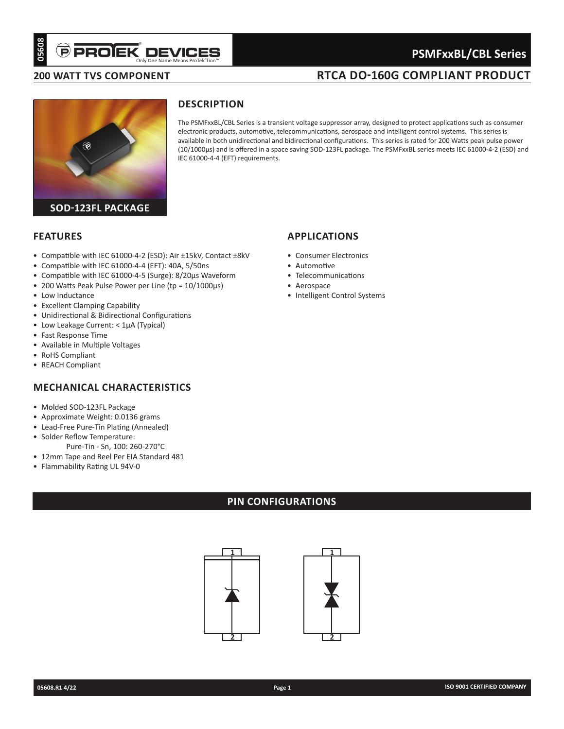# PSMFxxBL/CBL Series

**200 WATT TVS COMPONENT** — **RTCA DO-160G COMPLIANT PRODUCT**

SOD-123FL PACKAGE

## DESCRIPTION

The PSMFxxBL/CBL Series is a transient voltage suppressor array, designed to protect applications such as consumer electronic products, automotive, telecommunications, aerospace and intelligent control systems. This series is available in both unidirectional and bidirectional configurations. This series is rated for 200 Watts peak pulse power (10/1000µs) and is offered in a space saving SOD-123FL package. The PSMFxxBL series meets IEC 61000-4-2 (ESD) and IEC 61000-4-4 (EFT) requirements.

## FEATURES

- Compatible with IEC 61000-4-2 (ESD): Air ±15kV, Contact ±8kV
- Compatible with IEC 61000-4-4 (EFT): 40A, 5/50ns
- Compatible with IEC 61000-4-5 (Surge): 8/20µs Waveform
- 200 Watts Peak Pulse Power per Line (tp = 10/1000µs)
- Low Inductance
- Excellent Clamping Capability
- Unidirectional & Bidirectional Configurations
- Low Leakage Current: < 1µA (Typical)
- Fast Response Time
- Available in Multiple Voltages
- RoHS Compliant
- REACH Compliant

## APPLICATIONS

- Consumer Electronics
- Automotive
- Telecommunications
- Aerospace
- Intelligent Control Systems

## MECHANICAL CHARACTERISTICS

- Molded SOD-123FL Package
- Approximate Weight: 0.0136 grams
- Lead-Free Pure-Tin Plating (Annealed)
- Solder Reflow Temperature:
  Pure-Tin - Sn, 100: 260-270°C
- 12mm Tape and Reel Per EIA Standard 481
- Flammability Rating UL 94V-0

## PIN CONFIGURATIONS

1

2

1

2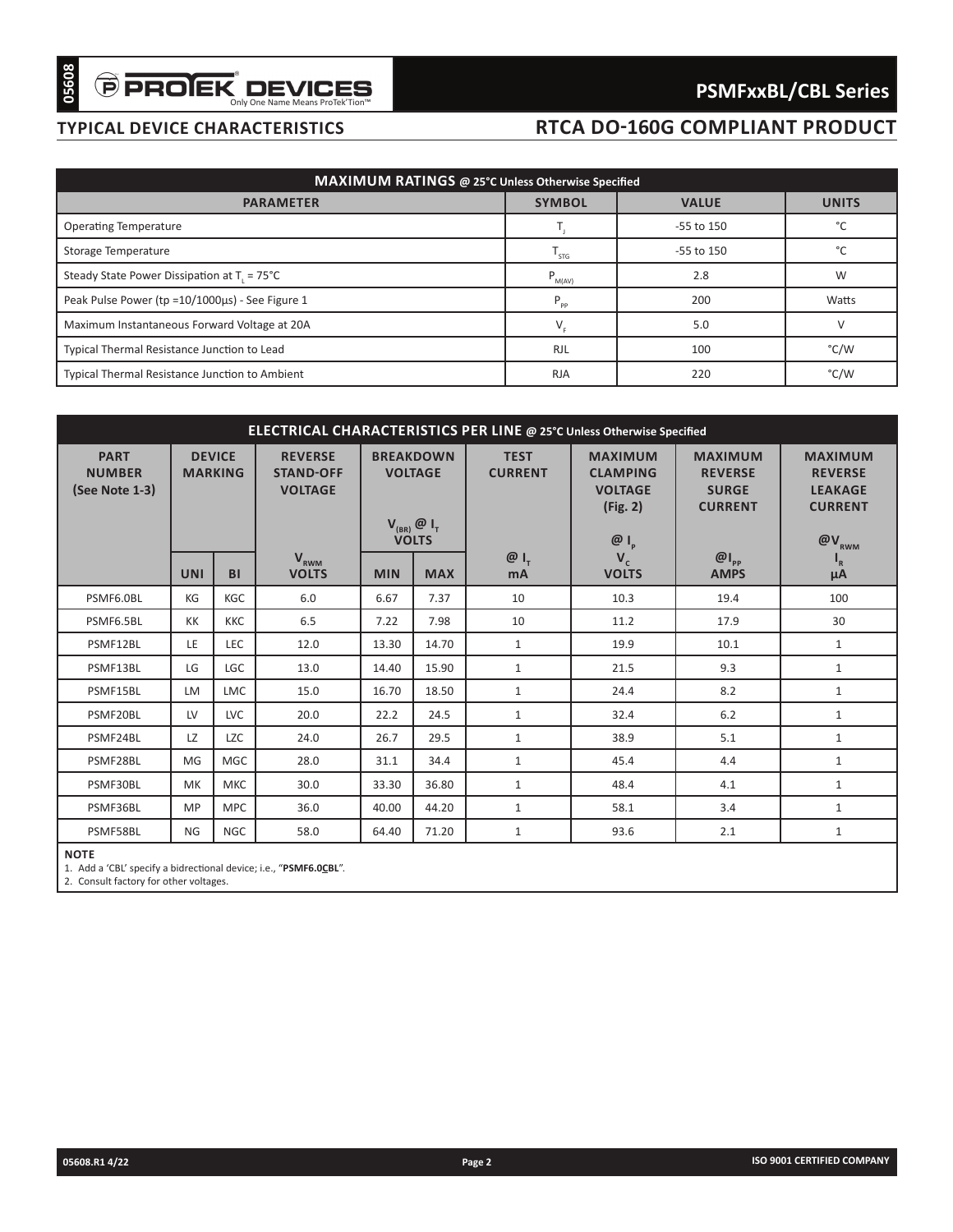## TYPICAL DEVICE CHARACTERISTICS

## RTCA DO-160G COMPLIANT PRODUCT

| MAXIMUM RATINGS @ 25°C Unless Otherwise Specified | | | |
|---|---|---|---|
| PARAMETER | SYMBOL | VALUE | UNITS |
| Operating Temperature | $T_J$ | -55 to 150 | °C |
| Storage Temperature | $T_{STG}$ | -55 to 150 | °C |
| Steady State Power Dissipation at $T_L$ = 75°C | $P_{M(AV)}$ | 2.8 | W |
| Peak Pulse Power (tp =10/1000µs) - See Figure 1 | $P_{PP}$ | 200 | Watts |
| Maximum Instantaneous Forward Voltage at 20A | $V_F$ | 5.0 | V |
| Typical Thermal Resistance Junction to Lead | RJL | 100 | °C/W |
| Typical Thermal Resistance Junction to Ambient | RJA | 220 | °C/W |

| ELECTRICAL CHARACTERISTICS PER LINE @ 25°C Unless Otherwise Specified | | | | | | | | | |
|---|---|---|---|---|---|---|---|---|---|
| PART NUMBER (See Note 1-3) | DEVICE MARKING | | REVERSE STAND-OFF VOLTAGE | BREAKDOWN VOLTAGE $V_{(BR)}$ @ $I_T$ VOLTS | | TEST CURRENT | MAXIMUM CLAMPING VOLTAGE (Fig. 2) @ $I_P$ | MAXIMUM REVERSE SURGE CURRENT | MAXIMUM REVERSE LEAKAGE CURRENT @$V_{RWM}$ |
| | UNI | BI | $V_{RWM}$ VOLTS | MIN | MAX | @ $I_T$ mA | $V_C$ VOLTS | @$I_{PP}$ AMPS | $I_R$ µA |
| PSMF6.0BL | KG | KGC | 6.0 | 6.67 | 7.37 | 10 | 10.3 | 19.4 | 100 |
| PSMF6.5BL | KK | KKC | 6.5 | 7.22 | 7.98 | 10 | 11.2 | 17.9 | 30 |
| PSMF12BL | LE | LEC | 12.0 | 13.30 | 14.70 | 1 | 19.9 | 10.1 | 1 |
| PSMF13BL | LG | LGC | 13.0 | 14.40 | 15.90 | 1 | 21.5 | 9.3 | 1 |
| PSMF15BL | LM | LMC | 15.0 | 16.70 | 18.50 | 1 | 24.4 | 8.2 | 1 |
| PSMF20BL | LV | LVC | 20.0 | 22.2 | 24.5 | 1 | 32.4 | 6.2 | 1 |
| PSMF24BL | LZ | LZC | 24.0 | 26.7 | 29.5 | 1 | 38.9 | 5.1 | 1 |
| PSMF28BL | MG | MGC | 28.0 | 31.1 | 34.4 | 1 | 45.4 | 4.4 | 1 |
| PSMF30BL | MK | MKC | 30.0 | 33.30 | 36.80 | 1 | 48.4 | 4.1 | 1 |
| PSMF36BL | MP | MPC | 36.0 | 40.00 | 44.20 | 1 | 58.1 | 3.4 | 1 |
| PSMF58BL | NG | NGC | 58.0 | 64.40 | 71.20 | 1 | 93.6 | 2.1 | 1 |

**NOTE**

1. Add a 'CBL' specify a bidrectional device; i.e., "**PSMF6.0CBL**".
2. Consult factory for other voltages.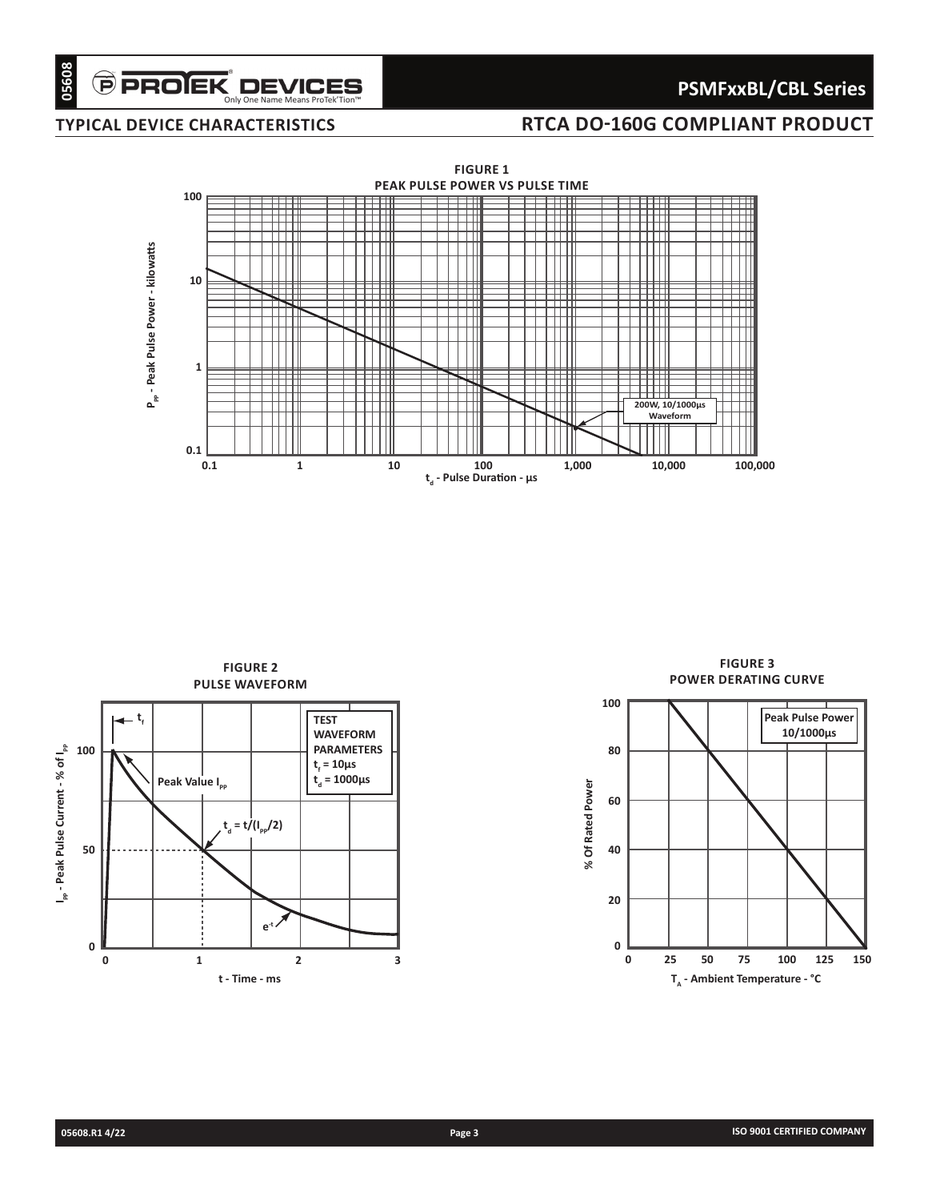## TYPICAL DEVICE CHARACTERISTICS

## RTCA DO-160G COMPLIANT PRODUCT

**FIGURE 1**
**PEAK PULSE POWER VS PULSE TIME**

$P_{PP}$ - Peak Pulse Power - kilowatts

100

10

1

0.1

0.1 1 10 100 1,000 10,000 100,000

$t_d$ - Pulse Duration - µs

200W, 10/1000µs Waveform

**FIGURE 2**
**PULSE WAVEFORM**

$I_{PP}$ - Peak Pulse Current - % of $I_{PP}$

$t_f$

Peak Value $I_{PP}$

$t_d = t/(I_{PP}/2)$

$e^{-t}$

TEST WAVEFORM PARAMETERS
$t_f$ = 10µs
$t_d$ = 1000µs

0 50 100

0 1 2 3

t - Time - ms

**FIGURE 3**
**POWER DERATING CURVE**

% Of Rated Power

Peak Pulse Power 10/1000µs

0 20 40 60 80 100

0 25 50 75 100 125 150

$T_A$ - Ambient Temperature - °C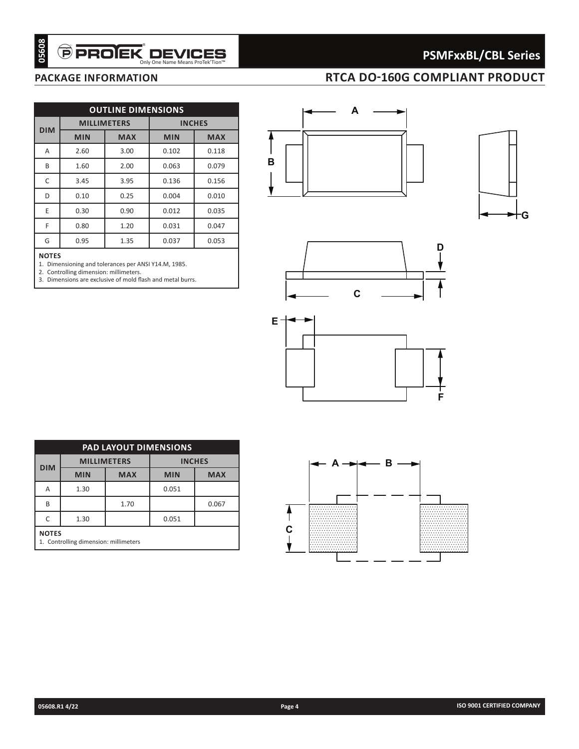## PACKAGE INFORMATION

## RTCA DO-160G COMPLIANT PRODUCT

| OUTLINE DIMENSIONS | | | | |
|---|---|---|---|---|
| DIM | MILLIMETERS | | INCHES | |
| | MIN | MAX | MIN | MAX |
| A | 2.60 | 3.00 | 0.102 | 0.118 |
| B | 1.60 | 2.00 | 0.063 | 0.079 |
| C | 3.45 | 3.95 | 0.136 | 0.156 |
| D | 0.10 | 0.25 | 0.004 | 0.010 |
| E | 0.30 | 0.90 | 0.012 | 0.035 |
| F | 0.80 | 1.20 | 0.031 | 0.047 |
| G | 0.95 | 1.35 | 0.037 | 0.053 |

**NOTES**
1. Dimensioning and tolerances per ANSI Y14.M, 1985.
2. Controlling dimension: millimeters.
3. Dimensions are exclusive of mold flash and metal burrs.

| PAD LAYOUT DIMENSIONS | | | | |
|---|---|---|---|---|
| DIM | MILLIMETERS | | INCHES | |
| | MIN | MAX | MIN | MAX |
| A | 1.30 | | 0.051 | |
| B | | 1.70 | | 0.067 |
| C | 1.30 | | 0.051 | |

**NOTES**
1. Controlling dimension: millimeters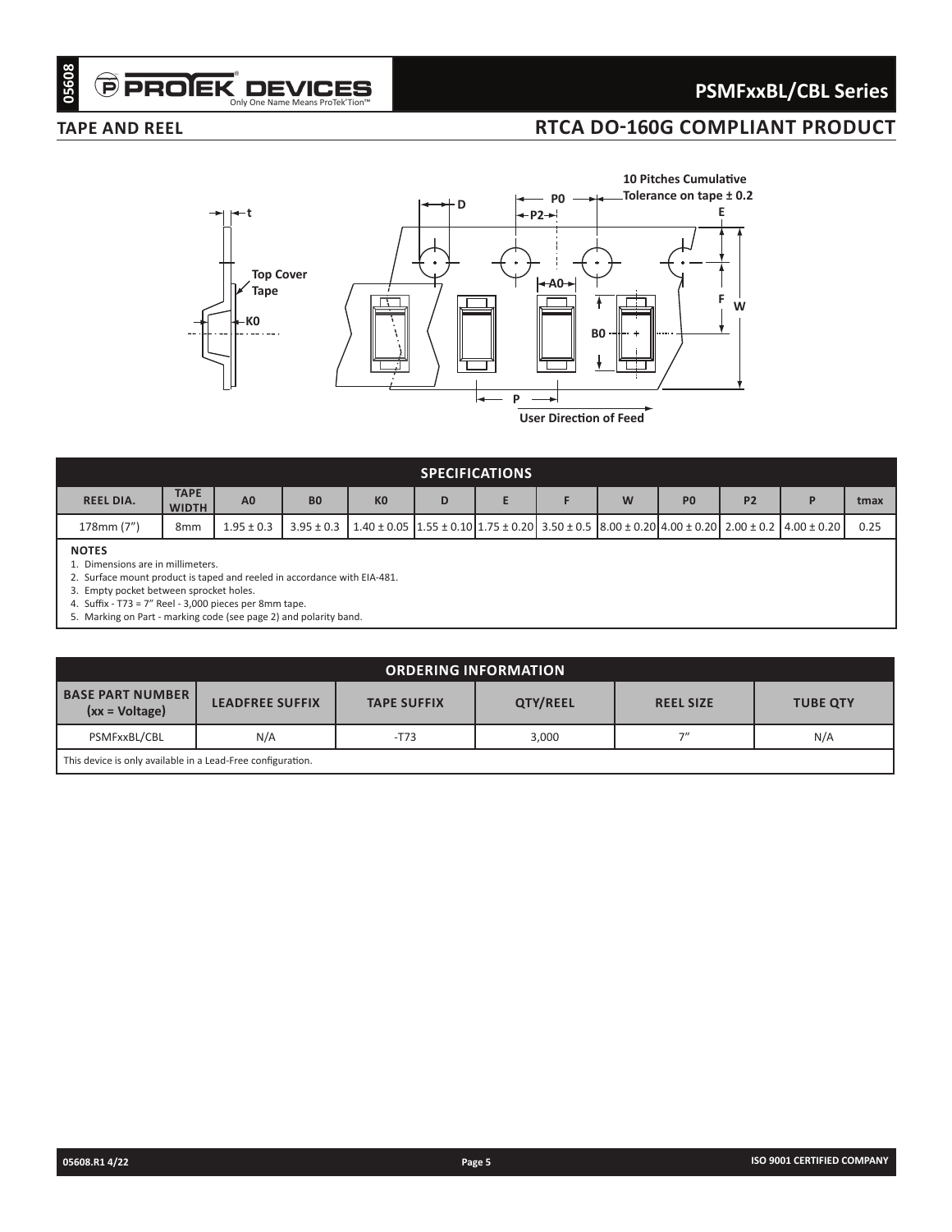## TAPE AND REEL

## RTCA DO-160G COMPLIANT PRODUCT

| SPECIFICATIONS | | | | | | | | | | | | |
|---|---|---|---|---|---|---|---|---|---|---|---|---|
| REEL DIA. | TAPE WIDTH | A0 | B0 | K0 | D | E | F | W | P0 | P2 | P | tmax |
| 178mm (7") | 8mm | 1.95 ± 0.3 | 3.95 ± 0.3 | 1.40 ± 0.05 | 1.55 ± 0.10 | 1.75 ± 0.20 | 3.50 ± 0.5 | 8.00 ± 0.20 | 4.00 ± 0.20 | 2.00 ± 0.2 | 4.00 ± 0.20 | 0.25 |

**NOTES**

1. Dimensions are in millimeters.
2. Surface mount product is taped and reeled in accordance with EIA-481.
3. Empty pocket between sprocket holes.
4. Suffix - T73 = 7" Reel - 3,000 pieces per 8mm tape.
5. Marking on Part - marking code (see page 2) and polarity band.

| ORDERING INFORMATION | | | | | |
|---|---|---|---|---|---|
| BASE PART NUMBER (xx = Voltage) | LEADFREE SUFFIX | TAPE SUFFIX | QTY/REEL | REEL SIZE | TUBE QTY |
| PSMFxxBL/CBL | N/A | -T73 | 3,000 | 7" | N/A |

This device is only available in a Lead-Free configuration.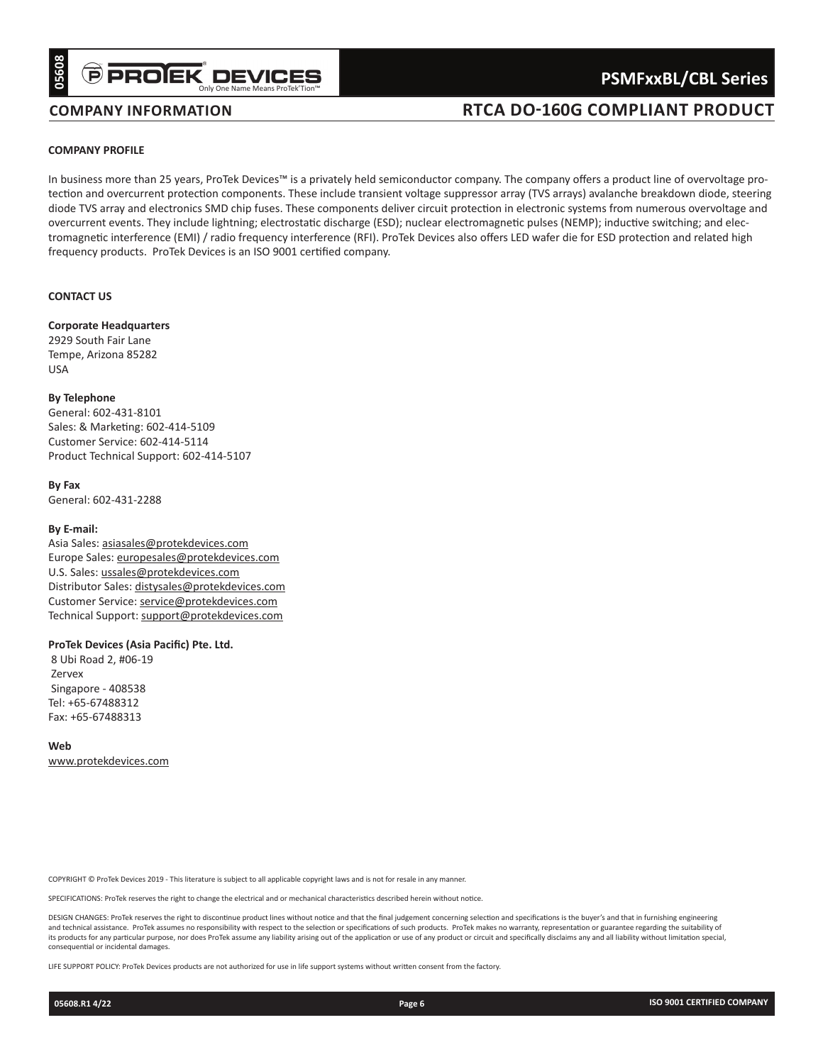## COMPANY INFORMATION

## RTCA DO-160G COMPLIANT PRODUCT

**COMPANY PROFILE**

In business more than 25 years, ProTek Devices™ is a privately held semiconductor company. The company offers a product line of overvoltage protection and overcurrent protection components. These include transient voltage suppressor array (TVS arrays) avalanche breakdown diode, steering diode TVS array and electronics SMD chip fuses. These components deliver circuit protection in electronic systems from numerous overvoltage and overcurrent events. They include lightning; electrostatic discharge (ESD); nuclear electromagnetic pulses (NEMP); inductive switching; and electromagnetic interference (EMI) / radio frequency interference (RFI). ProTek Devices also offers LED wafer die for ESD protection and related high frequency products. ProTek Devices is an ISO 9001 certified company.

**CONTACT US**

**Corporate Headquarters**
2929 South Fair Lane
Tempe, Arizona 85282
USA

**By Telephone**
General: 602-431-8101
Sales: & Marketing: 602-414-5109
Customer Service: 602-414-5114
Product Technical Support: 602-414-5107

**By Fax**
General: 602-431-2288

**By E-mail:**
Asia Sales: asiasales@protekdevices.com
Europe Sales: europesales@protekdevices.com
U.S. Sales: ussales@protekdevices.com
Distributor Sales: distysales@protekdevices.com
Customer Service: service@protekdevices.com
Technical Support: support@protekdevices.com

**ProTek Devices (Asia Pacific) Pte. Ltd.**
8 Ubi Road 2, #06-19
Zervex
Singapore - 408538
Tel: +65-67488312
Fax: +65-67488313

**Web**
www.protekdevices.com

COPYRIGHT © ProTek Devices 2019 - This literature is subject to all applicable copyright laws and is not for resale in any manner.

SPECIFICATIONS: ProTek reserves the right to change the electrical and or mechanical characteristics described herein without notice.

DESIGN CHANGES: ProTek reserves the right to discontinue product lines without notice and that the final judgement concerning selection and specifications is the buyer's and that in furnishing engineering and technical assistance. ProTek assumes no responsibility with respect to the selection or specifications of such products. ProTek makes no warranty, representation or guarantee regarding the suitability of its products for any particular purpose, nor does ProTek assume any liability arising out of the application or use of any product or circuit and specifically disclaims any and all liability without limitation special, consequential or incidental damages.

LIFE SUPPORT POLICY: ProTek Devices products are not authorized for use in life support systems without written consent from the factory.